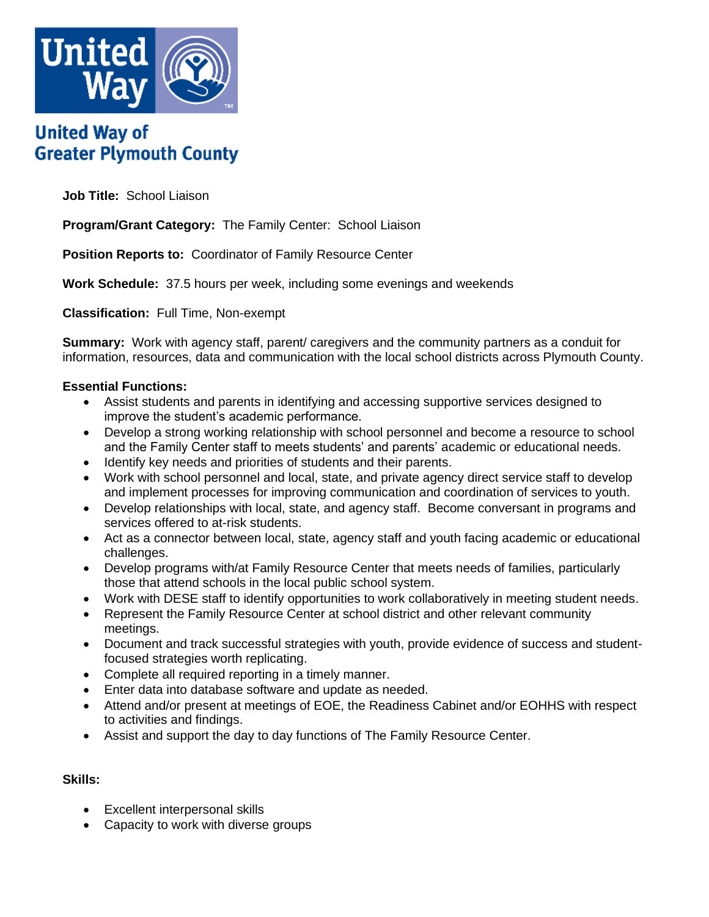**United Way of Greater Plymouth County**

**Job Title:** School Liaison

**Program/Grant Category:** The Family Center: School Liaison

**Position Reports to:** Coordinator of Family Resource Center

**Work Schedule:** 37.5 hours per week, including some evenings and weekends

**Classification:** Full Time, Non-exempt

**Summary:** Work with agency staff, parent/ caregivers and the community partners as a conduit for information, resources, data and communication with the local school districts across Plymouth County.

**Essential Functions:**

- Assist students and parents in identifying and accessing supportive services designed to improve the student's academic performance.
- Develop a strong working relationship with school personnel and become a resource to school and the Family Center staff to meets students' and parents' academic or educational needs.
- Identify key needs and priorities of students and their parents.
- Work with school personnel and local, state, and private agency direct service staff to develop and implement processes for improving communication and coordination of services to youth.
- Develop relationships with local, state, and agency staff. Become conversant in programs and services offered to at-risk students.
- Act as a connector between local, state, agency staff and youth facing academic or educational challenges.
- Develop programs with/at Family Resource Center that meets needs of families, particularly those that attend schools in the local public school system.
- Work with DESE staff to identify opportunities to work collaboratively in meeting student needs.
- Represent the Family Resource Center at school district and other relevant community meetings.
- Document and track successful strategies with youth, provide evidence of success and student-focused strategies worth replicating.
- Complete all required reporting in a timely manner.
- Enter data into database software and update as needed.
- Attend and/or present at meetings of EOE, the Readiness Cabinet and/or EOHHS with respect to activities and findings.
- Assist and support the day to day functions of The Family Resource Center.

**Skills:**

- Excellent interpersonal skills
- Capacity to work with diverse groups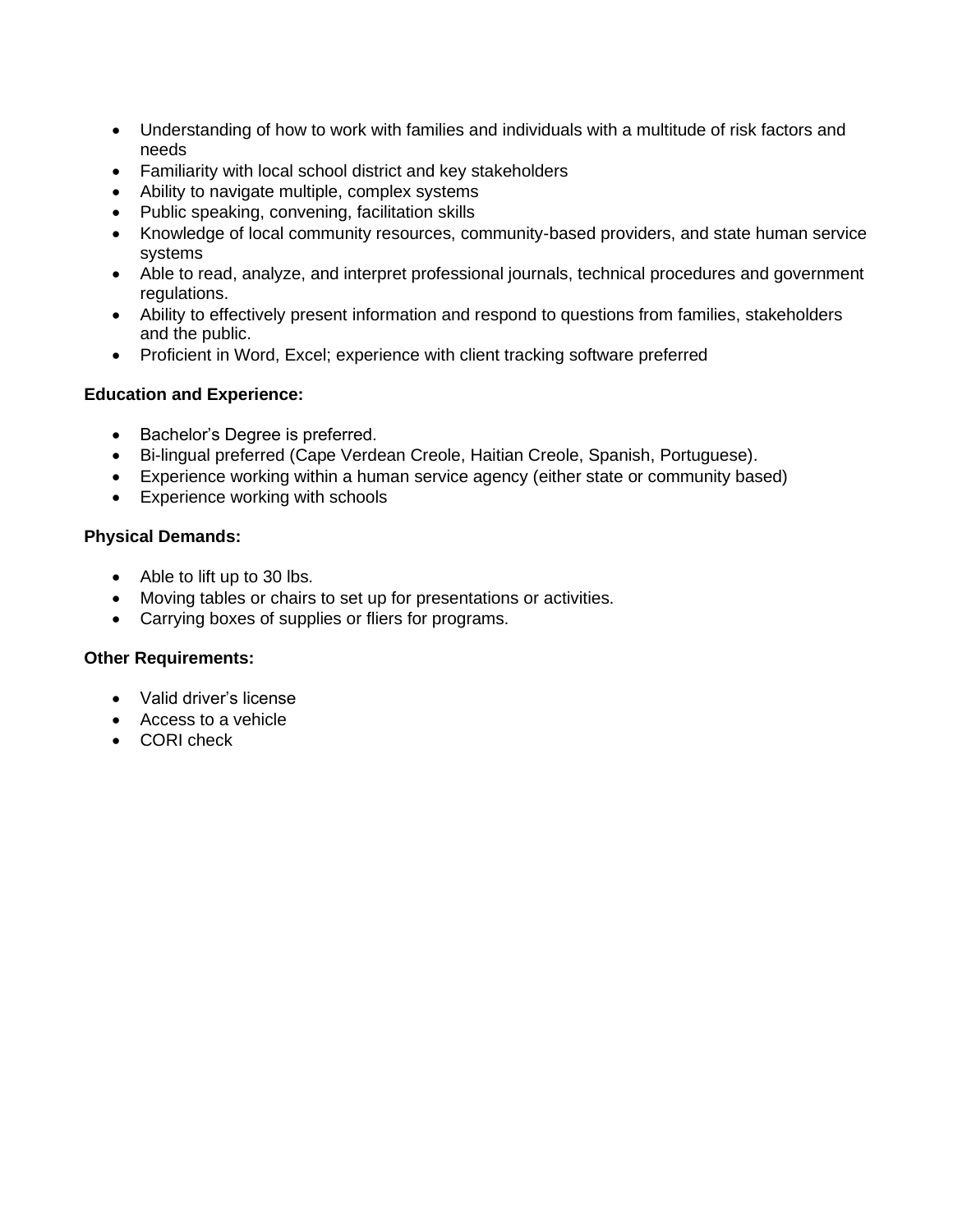- Understanding of how to work with families and individuals with a multitude of risk factors and needs
- Familiarity with local school district and key stakeholders
- Ability to navigate multiple, complex systems
- Public speaking, convening, facilitation skills
- Knowledge of local community resources, community-based providers, and state human service systems
- Able to read, analyze, and interpret professional journals, technical procedures and government regulations.
- Ability to effectively present information and respond to questions from families, stakeholders and the public.
- Proficient in Word, Excel; experience with client tracking software preferred

**Education and Experience:**

- Bachelor's Degree is preferred.
- Bi-lingual preferred (Cape Verdean Creole, Haitian Creole, Spanish, Portuguese).
- Experience working within a human service agency (either state or community based)
- Experience working with schools

**Physical Demands:**

- Able to lift up to 30 lbs.
- Moving tables or chairs to set up for presentations or activities.
- Carrying boxes of supplies or fliers for programs.

**Other Requirements:**

- Valid driver's license
- Access to a vehicle
- CORI check